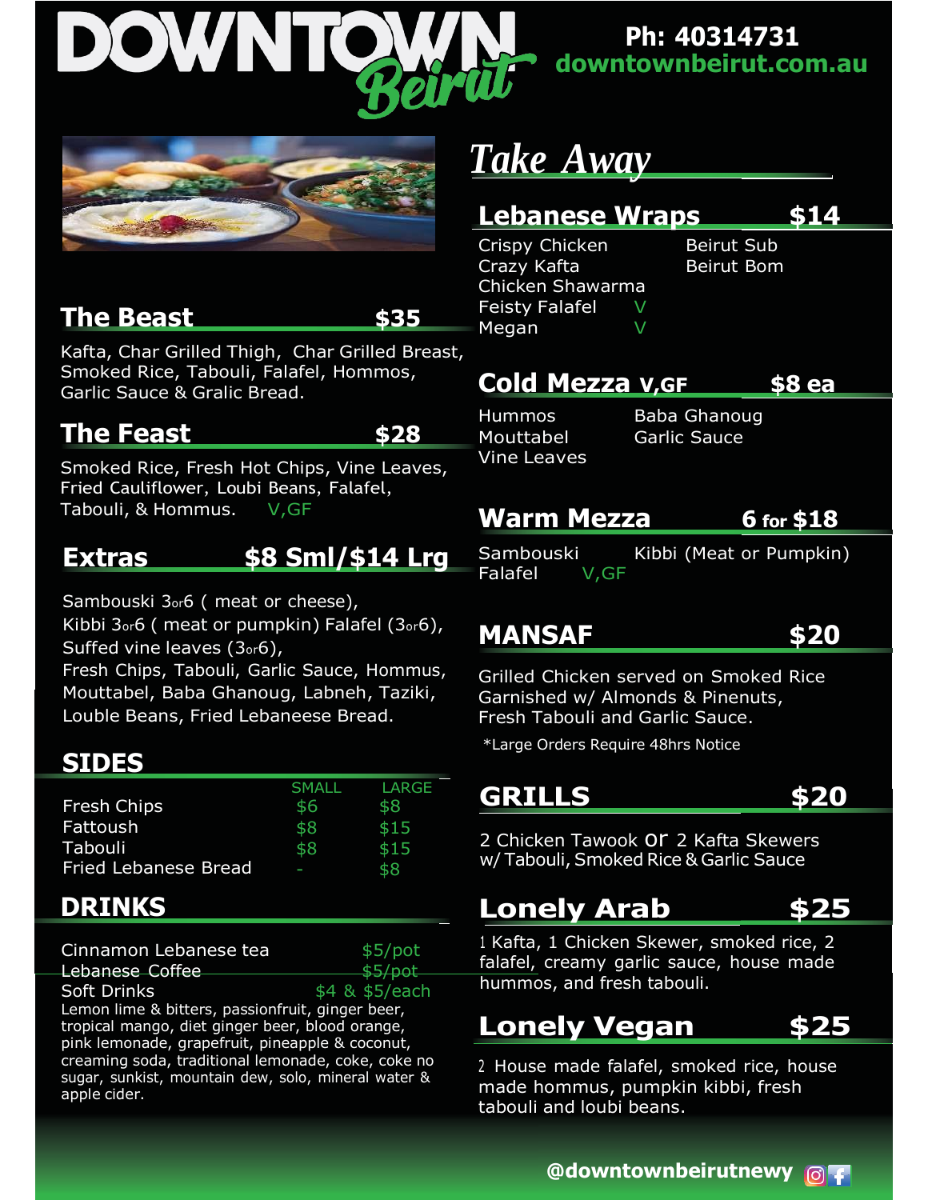# DOWNTOWN Beirut

**Ph: 40314731**
**downtownbeirut.com.au**

## The Beast — $35

Kafta, Char Grilled Thigh, Char Grilled Breast, Smoked Rice, Tabouli, Falafel, Hommos, Garlic Sauce & Gralic Bread.

## The Feast — $28

Smoked Rice, Fresh Hot Chips, Vine Leaves, Fried Cauliflower, Loubi Beans, Falafel, Tabouli, & Hommus. V,GF

## Extras — $8 Sml/$14 Lrg

Sambouski 3or6 ( meat or cheese),
Kibbi 3or6 ( meat or pumpkin) Falafel (3or6),
Suffed vine leaves (3or6),
Fresh Chips, Tabouli, Garlic Sauce, Hommus, Mouttabel, Baba Ghanoug, Labneh, Taziki, Louble Beans, Fried Lebaneese Bread.

## SIDES

| | SMALL | LARGE |
|---|---|---|
| Fresh Chips | $6 | $8 |
| Fattoush | $8 | $15 |
| Tabouli | $8 | $15 |
| Fried Lebanese Bread | - | $8 |

## DRINKS

| | |
|---|---|
| Cinnamon Lebanese tea | $5/pot |
| ~~Lebanese Coffee~~ | ~~$5/pot~~ |
| Soft Drinks | $4 & $5/each |

Lemon lime & bitters, passionfruit, ginger beer, tropical mango, diet ginger beer, blood orange, pink lemonade, grapefruit, pineapple & coconut, creaming soda, traditional lemonade, coke, coke no sugar, sunkist, mountain dew, solo, mineral water & apple cider.

# *Take Away*

## Lebanese Wraps — $14

- Crispy Chicken
- Crazy Kafta
- Chicken Shawarma
- Feisty Falafel V
- Megan V
- Beirut Sub
- Beirut Bom

## Cold Mezza V,GF — $8 ea

- Hummos
- Mouttabel
- Vine Leaves
- Baba Ghanoug
- Garlic Sauce

## Warm Mezza — 6 for $18

- Sambouski
- Falafel V,GF
- Kibbi (Meat or Pumpkin)

## MANSAF — $20

Grilled Chicken served on Smoked Rice Garnished w/ Almonds & Pinenuts, Fresh Tabouli and Garlic Sauce.

*Large Orders Require 48hrs Notice

## GRILLS — $20

2 Chicken Tawook or 2 Kafta Skewers w/ Tabouli, Smoked Rice & Garlic Sauce

## Lonely Arab — $25

1 Kafta, 1 Chicken Skewer, smoked rice, 2 falafel, creamy garlic sauce, house made hommos, and fresh tabouli.

## Lonely Vegan — $25

2 House made falafel, smoked rice, house made hommus, pumpkin kibbi, fresh tabouli and loubi beans.

@downtownbeirutnewy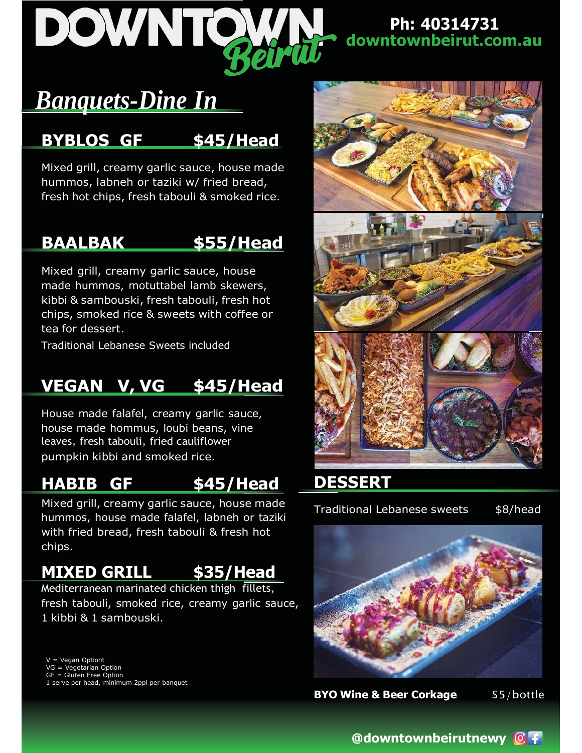# DOWNTOWN Beirut

**Ph: 40314731**
**downtownbeirut.com.au**

## *Banquets-Dine In*

### BYBLOS GF — $45/Head

Mixed grill, creamy garlic sauce, house made hummos, labneh or taziki w/ fried bread, fresh hot chips, fresh tabouli & smoked rice.

### BAALBAK — $55/Head

Mixed grill, creamy garlic sauce, house made hummos, motuttabel lamb skewers, kibbi & sambouski, fresh tabouli, fresh hot chips, smoked rice & sweets with coffee or tea for dessert.

Traditional Lebanese Sweets included

### VEGAN V, VG — $45/Head

House made falafel, creamy garlic sauce, house made hommus, loubi beans, vine leaves, fresh tabouli, fried cauliflower pumpkin kibbi and smoked rice.

### HABIB GF — $45/Head

Mixed grill, creamy garlic sauce, house made hummos, house made falafel, labneh or taziki with fried bread, fresh tabouli & fresh hot chips.

### MIXED GRILL — $35/Head

Mediterranean marinated chicken thigh fillets, fresh tabouli, smoked rice, creamy garlic sauce, 1 kibbi & 1 sambouski.

V = Vegan Optiont
VG = Vegetarian Option
GF = Gluten Free Option
1 serve per head, minimum 2ppl per banquet

## DESSERT

Traditional Lebanese sweets — $8/head

**BYO Wine & Beer Corkage** — $5/bottle

**@downtownbeirutnewy**